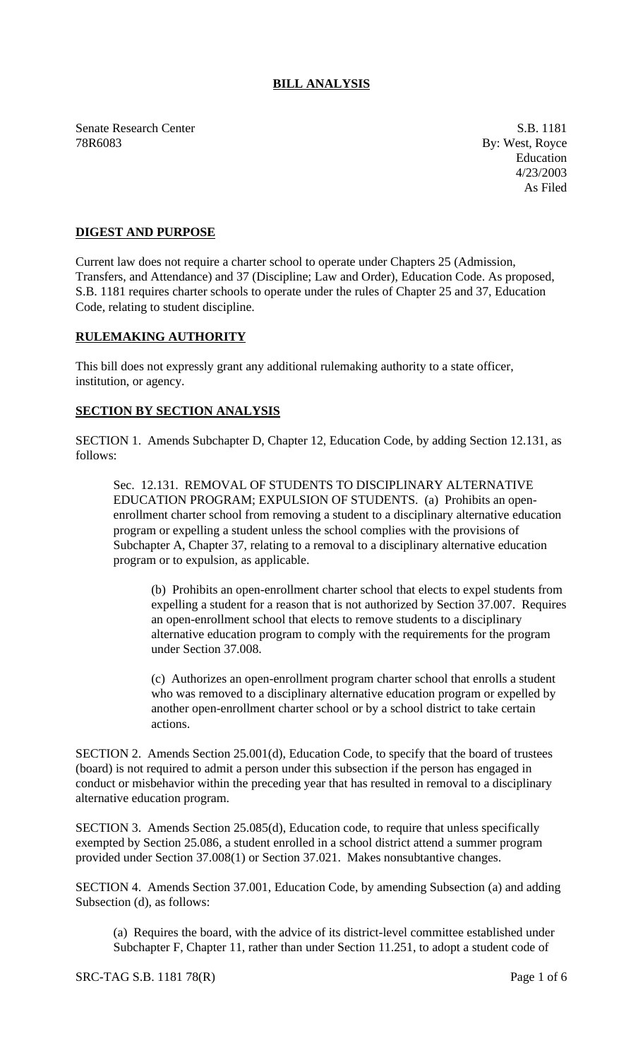# BILL ANALYSIS

Senate Research Center
78R6083

S.B. 1181
By: West, Royce
Education
4/23/2003
As Filed

## DIGEST AND PURPOSE

Current law does not require a charter school to operate under Chapters 25 (Admission, Transfers, and Attendance) and 37 (Discipline; Law and Order), Education Code. As proposed, S.B. 1181 requires charter schools to operate under the rules of Chapter 25 and 37, Education Code, relating to student discipline.

## RULEMAKING AUTHORITY

This bill does not expressly grant any additional rulemaking authority to a state officer, institution, or agency.

## SECTION BY SECTION ANALYSIS

SECTION 1. Amends Subchapter D, Chapter 12, Education Code, by adding Section 12.131, as follows:

> Sec. 12.131. REMOVAL OF STUDENTS TO DISCIPLINARY ALTERNATIVE EDUCATION PROGRAM; EXPULSION OF STUDENTS. (a) Prohibits an open-enrollment charter school from removing a student to a disciplinary alternative education program or expelling a student unless the school complies with the provisions of Subchapter A, Chapter 37, relating to a removal to a disciplinary alternative education program or to expulsion, as applicable.
>
> > (b) Prohibits an open-enrollment charter school that elects to expel students from expelling a student for a reason that is not authorized by Section 37.007. Requires an open-enrollment school that elects to remove students to a disciplinary alternative education program to comply with the requirements for the program under Section 37.008.
> >
> > (c) Authorizes an open-enrollment program charter school that enrolls a student who was removed to a disciplinary alternative education program or expelled by another open-enrollment charter school or by a school district to take certain actions.

SECTION 2. Amends Section 25.001(d), Education Code, to specify that the board of trustees (board) is not required to admit a person under this subsection if the person has engaged in conduct or misbehavior within the preceding year that has resulted in removal to a disciplinary alternative education program.

SECTION 3. Amends Section 25.085(d), Education code, to require that unless specifically exempted by Section 25.086, a student enrolled in a school district attend a summer program provided under Section 37.008(l) or Section 37.021. Makes nonsubtantive changes.

SECTION 4. Amends Section 37.001, Education Code, by amending Subsection (a) and adding Subsection (d), as follows:

> (a) Requires the board, with the advice of its district-level committee established under Subchapter F, Chapter 11, rather than under Section 11.251, to adopt a student code of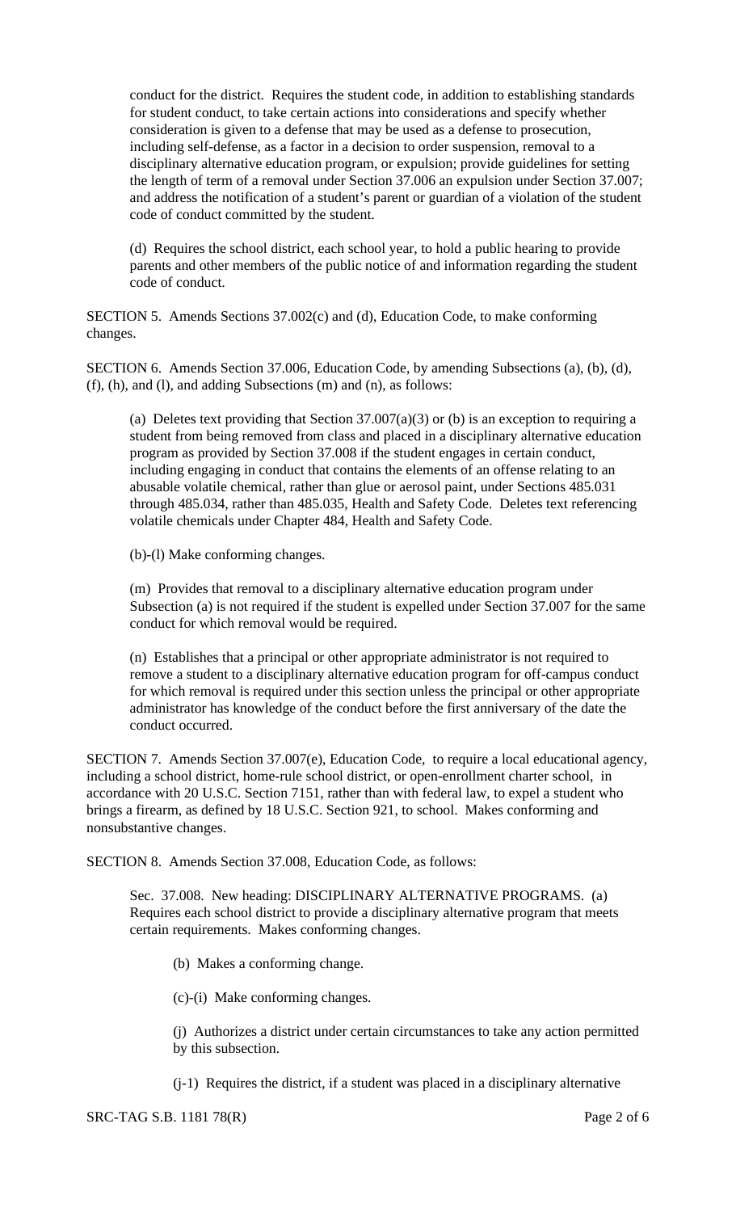conduct for the district. Requires the student code, in addition to establishing standards for student conduct, to take certain actions into considerations and specify whether consideration is given to a defense that may be used as a defense to prosecution, including self-defense, as a factor in a decision to order suspension, removal to a disciplinary alternative education program, or expulsion; provide guidelines for setting the length of term of a removal under Section 37.006 an expulsion under Section 37.007; and address the notification of a student's parent or guardian of a violation of the student code of conduct committed by the student.

(d) Requires the school district, each school year, to hold a public hearing to provide parents and other members of the public notice of and information regarding the student code of conduct.

SECTION 5. Amends Sections 37.002(c) and (d), Education Code, to make conforming changes.

SECTION 6. Amends Section 37.006, Education Code, by amending Subsections (a), (b), (d), (f), (h), and (l), and adding Subsections (m) and (n), as follows:

(a) Deletes text providing that Section 37.007(a)(3) or (b) is an exception to requiring a student from being removed from class and placed in a disciplinary alternative education program as provided by Section 37.008 if the student engages in certain conduct, including engaging in conduct that contains the elements of an offense relating to an abusable volatile chemical, rather than glue or aerosol paint, under Sections 485.031 through 485.034, rather than 485.035, Health and Safety Code. Deletes text referencing volatile chemicals under Chapter 484, Health and Safety Code.

(b)-(l) Make conforming changes.

(m) Provides that removal to a disciplinary alternative education program under Subsection (a) is not required if the student is expelled under Section 37.007 for the same conduct for which removal would be required.

(n) Establishes that a principal or other appropriate administrator is not required to remove a student to a disciplinary alternative education program for off-campus conduct for which removal is required under this section unless the principal or other appropriate administrator has knowledge of the conduct before the first anniversary of the date the conduct occurred.

SECTION 7. Amends Section 37.007(e), Education Code, to require a local educational agency, including a school district, home-rule school district, or open-enrollment charter school, in accordance with 20 U.S.C. Section 7151, rather than with federal law, to expel a student who brings a firearm, as defined by 18 U.S.C. Section 921, to school. Makes conforming and nonsubstantive changes.

SECTION 8. Amends Section 37.008, Education Code, as follows:

Sec. 37.008. New heading: DISCIPLINARY ALTERNATIVE PROGRAMS. (a) Requires each school district to provide a disciplinary alternative program that meets certain requirements. Makes conforming changes.

(b) Makes a conforming change.

(c)-(i) Make conforming changes.

(j) Authorizes a district under certain circumstances to take any action permitted by this subsection.

(j-1) Requires the district, if a student was placed in a disciplinary alternative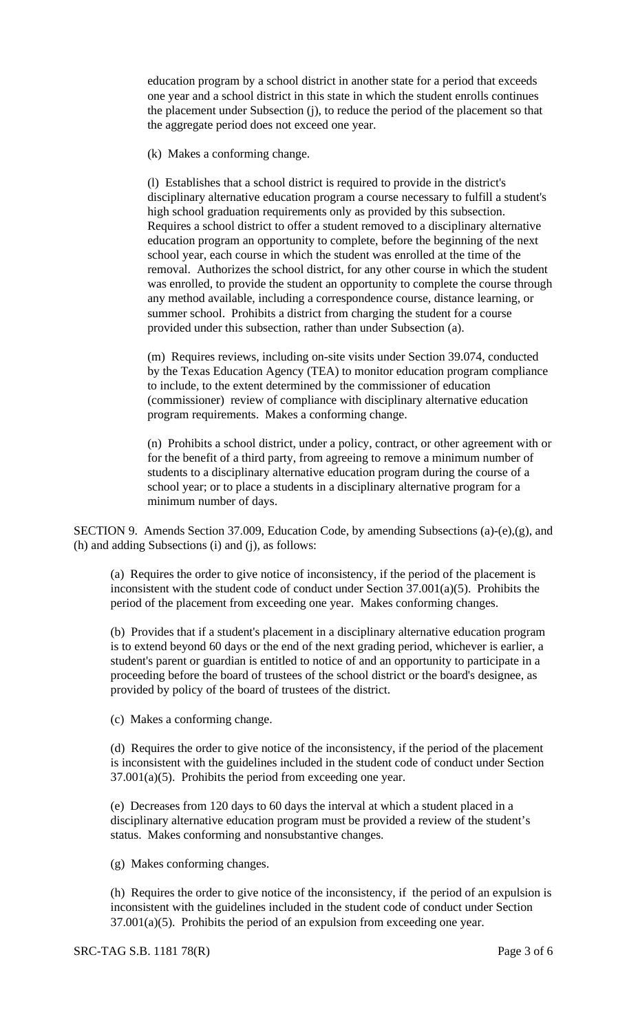education program by a school district in another state for a period that exceeds one year and a school district in this state in which the student enrolls continues the placement under Subsection (j), to reduce the period of the placement so that the aggregate period does not exceed one year.

(k) Makes a conforming change.

(l) Establishes that a school district is required to provide in the district's disciplinary alternative education program a course necessary to fulfill a student's high school graduation requirements only as provided by this subsection. Requires a school district to offer a student removed to a disciplinary alternative education program an opportunity to complete, before the beginning of the next school year, each course in which the student was enrolled at the time of the removal. Authorizes the school district, for any other course in which the student was enrolled, to provide the student an opportunity to complete the course through any method available, including a correspondence course, distance learning, or summer school. Prohibits a district from charging the student for a course provided under this subsection, rather than under Subsection (a).

(m) Requires reviews, including on-site visits under Section 39.074, conducted by the Texas Education Agency (TEA) to monitor education program compliance to include, to the extent determined by the commissioner of education (commissioner) review of compliance with disciplinary alternative education program requirements. Makes a conforming change.

(n) Prohibits a school district, under a policy, contract, or other agreement with or for the benefit of a third party, from agreeing to remove a minimum number of students to a disciplinary alternative education program during the course of a school year; or to place a students in a disciplinary alternative program for a minimum number of days.

SECTION 9. Amends Section 37.009, Education Code, by amending Subsections (a)-(e),(g), and (h) and adding Subsections (i) and (j), as follows:

(a) Requires the order to give notice of inconsistency, if the period of the placement is inconsistent with the student code of conduct under Section 37.001(a)(5). Prohibits the period of the placement from exceeding one year. Makes conforming changes.

(b) Provides that if a student's placement in a disciplinary alternative education program is to extend beyond 60 days or the end of the next grading period, whichever is earlier, a student's parent or guardian is entitled to notice of and an opportunity to participate in a proceeding before the board of trustees of the school district or the board's designee, as provided by policy of the board of trustees of the district.

(c) Makes a conforming change.

(d) Requires the order to give notice of the inconsistency, if the period of the placement is inconsistent with the guidelines included in the student code of conduct under Section 37.001(a)(5). Prohibits the period from exceeding one year.

(e) Decreases from 120 days to 60 days the interval at which a student placed in a disciplinary alternative education program must be provided a review of the student's status. Makes conforming and nonsubstantive changes.

(g) Makes conforming changes.

(h) Requires the order to give notice of the inconsistency, if the period of an expulsion is inconsistent with the guidelines included in the student code of conduct under Section 37.001(a)(5). Prohibits the period of an expulsion from exceeding one year.

SRC-TAG S.B. 1181 78(R)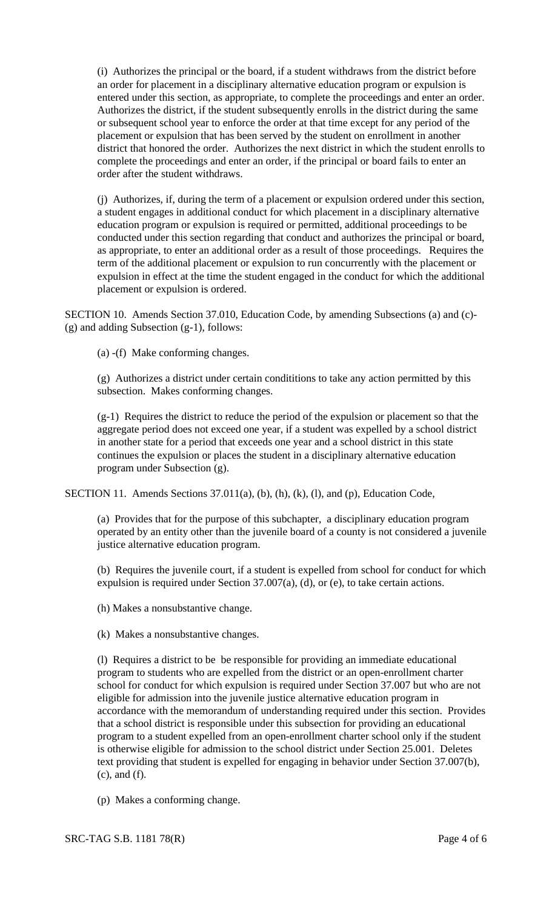(i) Authorizes the principal or the board, if a student withdraws from the district before an order for placement in a disciplinary alternative education program or expulsion is entered under this section, as appropriate, to complete the proceedings and enter an order. Authorizes the district, if the student subsequently enrolls in the district during the same or subsequent school year to enforce the order at that time except for any period of the placement or expulsion that has been served by the student on enrollment in another district that honored the order. Authorizes the next district in which the student enrolls to complete the proceedings and enter an order, if the principal or board fails to enter an order after the student withdraws.

(j) Authorizes, if, during the term of a placement or expulsion ordered under this section, a student engages in additional conduct for which placement in a disciplinary alternative education program or expulsion is required or permitted, additional proceedings to be conducted under this section regarding that conduct and authorizes the principal or board, as appropriate, to enter an additional order as a result of those proceedings. Requires the term of the additional placement or expulsion to run concurrently with the placement or expulsion in effect at the time the student engaged in the conduct for which the additional placement or expulsion is ordered.

SECTION 10. Amends Section 37.010, Education Code, by amending Subsections (a) and (c)-(g) and adding Subsection (g-1), follows:

(a) -(f) Make conforming changes.

(g) Authorizes a district under certain condititions to take any action permitted by this subsection. Makes conforming changes.

(g-1) Requires the district to reduce the period of the expulsion or placement so that the aggregate period does not exceed one year, if a student was expelled by a school district in another state for a period that exceeds one year and a school district in this state continues the expulsion or places the student in a disciplinary alternative education program under Subsection (g).

SECTION 11. Amends Sections 37.011(a), (b), (h), (k), (l), and (p), Education Code,

(a) Provides that for the purpose of this subchapter, a disciplinary education program operated by an entity other than the juvenile board of a county is not considered a juvenile justice alternative education program.

(b) Requires the juvenile court, if a student is expelled from school for conduct for which expulsion is required under Section 37.007(a), (d), or (e), to take certain actions.

(h) Makes a nonsubstantive change.

(k) Makes a nonsubstantive changes.

(l) Requires a district to be be responsible for providing an immediate educational program to students who are expelled from the district or an open-enrollment charter school for conduct for which expulsion is required under Section 37.007 but who are not eligible for admission into the juvenile justice alternative education program in accordance with the memorandum of understanding required under this section. Provides that a school district is responsible under this subsection for providing an educational program to a student expelled from an open-enrollment charter school only if the student is otherwise eligible for admission to the school district under Section 25.001. Deletes text providing that student is expelled for engaging in behavior under Section 37.007(b), (c), and (f).

(p) Makes a conforming change.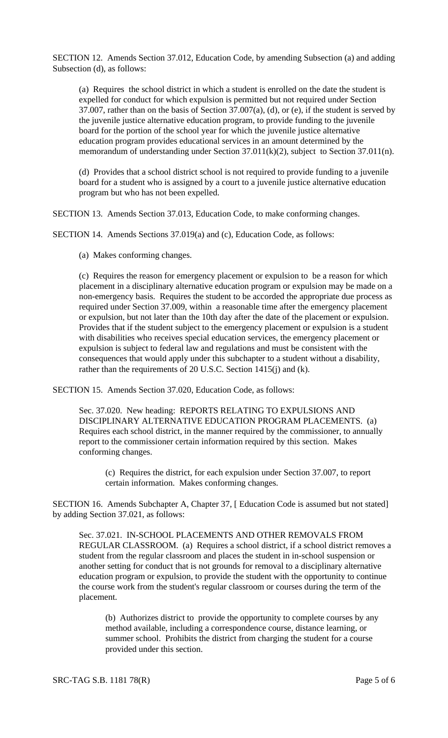SECTION 12. Amends Section 37.012, Education Code, by amending Subsection (a) and adding Subsection (d), as follows:

(a) Requires the school district in which a student is enrolled on the date the student is expelled for conduct for which expulsion is permitted but not required under Section 37.007, rather than on the basis of Section 37.007(a), (d), or (e), if the student is served by the juvenile justice alternative education program, to provide funding to the juvenile board for the portion of the school year for which the juvenile justice alternative education program provides educational services in an amount determined by the memorandum of understanding under Section 37.011(k)(2), subject to Section 37.011(n).

(d) Provides that a school district school is not required to provide funding to a juvenile board for a student who is assigned by a court to a juvenile justice alternative education program but who has not been expelled.

SECTION 13. Amends Section 37.013, Education Code, to make conforming changes.

SECTION 14. Amends Sections 37.019(a) and (c), Education Code, as follows:

(a) Makes conforming changes.

(c) Requires the reason for emergency placement or expulsion to be a reason for which placement in a disciplinary alternative education program or expulsion may be made on a non-emergency basis. Requires the student to be accorded the appropriate due process as required under Section 37.009, within a reasonable time after the emergency placement or expulsion, but not later than the 10th day after the date of the placement or expulsion. Provides that if the student subject to the emergency placement or expulsion is a student with disabilities who receives special education services, the emergency placement or expulsion is subject to federal law and regulations and must be consistent with the consequences that would apply under this subchapter to a student without a disability, rather than the requirements of 20 U.S.C. Section 1415(j) and (k).

SECTION 15. Amends Section 37.020, Education Code, as follows:

Sec. 37.020. New heading: REPORTS RELATING TO EXPULSIONS AND DISCIPLINARY ALTERNATIVE EDUCATION PROGRAM PLACEMENTS. (a) Requires each school district, in the manner required by the commissioner, to annually report to the commissioner certain information required by this section. Makes conforming changes.

(c) Requires the district, for each expulsion under Section 37.007, to report certain information. Makes conforming changes.

SECTION 16. Amends Subchapter A, Chapter 37, [ Education Code is assumed but not stated] by adding Section 37.021, as follows:

Sec. 37.021. IN-SCHOOL PLACEMENTS AND OTHER REMOVALS FROM REGULAR CLASSROOM. (a) Requires a school district, if a school district removes a student from the regular classroom and places the student in in-school suspension or another setting for conduct that is not grounds for removal to a disciplinary alternative education program or expulsion, to provide the student with the opportunity to continue the course work from the student's regular classroom or courses during the term of the placement.

(b) Authorizes district to provide the opportunity to complete courses by any method available, including a correspondence course, distance learning, or summer school. Prohibits the district from charging the student for a course provided under this section.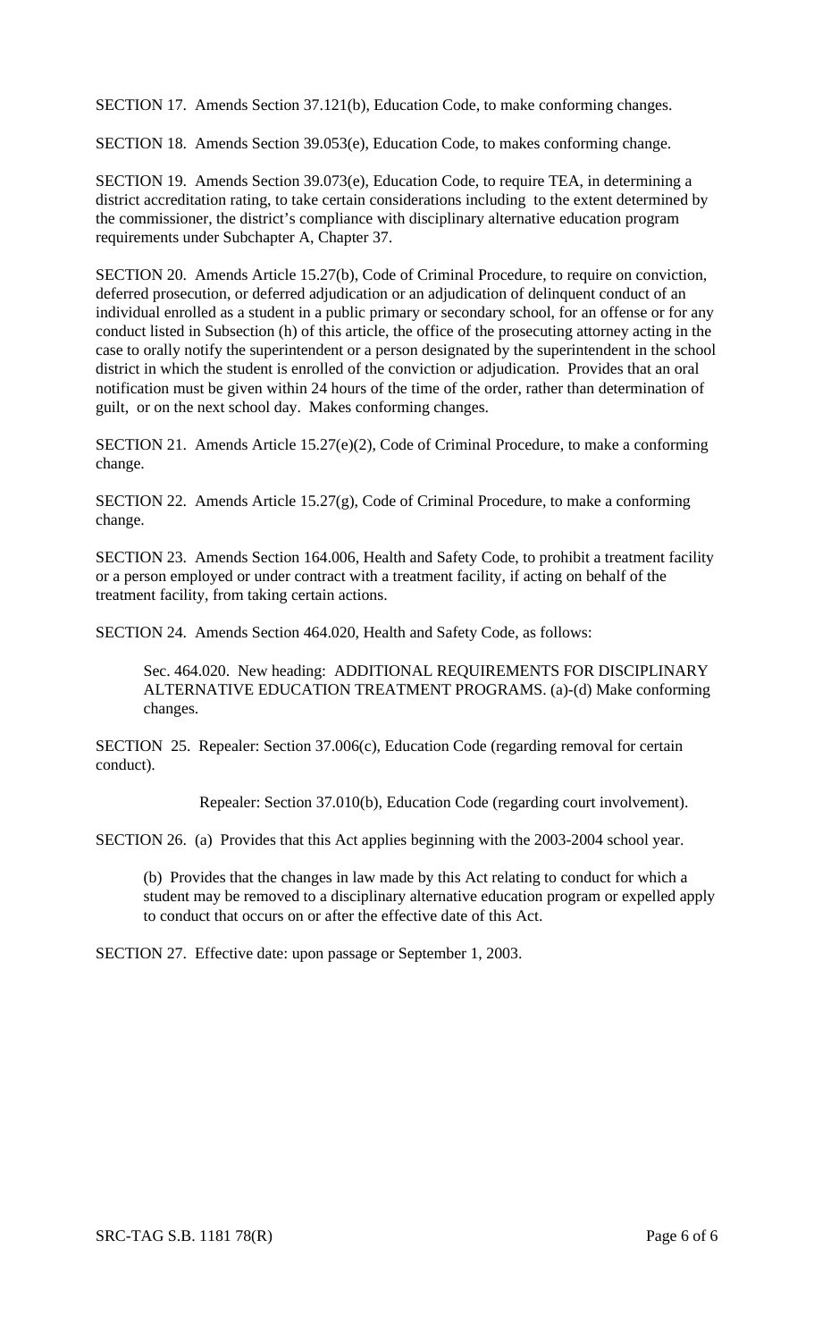SECTION 17. Amends Section 37.121(b), Education Code, to make conforming changes.

SECTION 18. Amends Section 39.053(e), Education Code, to makes conforming change.

SECTION 19. Amends Section 39.073(e), Education Code, to require TEA, in determining a district accreditation rating, to take certain considerations including to the extent determined by the commissioner, the district's compliance with disciplinary alternative education program requirements under Subchapter A, Chapter 37.

SECTION 20. Amends Article 15.27(b), Code of Criminal Procedure, to require on conviction, deferred prosecution, or deferred adjudication or an adjudication of delinquent conduct of an individual enrolled as a student in a public primary or secondary school, for an offense or for any conduct listed in Subsection (h) of this article, the office of the prosecuting attorney acting in the case to orally notify the superintendent or a person designated by the superintendent in the school district in which the student is enrolled of the conviction or adjudication. Provides that an oral notification must be given within 24 hours of the time of the order, rather than determination of guilt, or on the next school day. Makes conforming changes.

SECTION 21. Amends Article 15.27(e)(2), Code of Criminal Procedure, to make a conforming change.

SECTION 22. Amends Article 15.27(g), Code of Criminal Procedure, to make a conforming change.

SECTION 23. Amends Section 164.006, Health and Safety Code, to prohibit a treatment facility or a person employed or under contract with a treatment facility, if acting on behalf of the treatment facility, from taking certain actions.

SECTION 24. Amends Section 464.020, Health and Safety Code, as follows:

> Sec. 464.020. New heading: ADDITIONAL REQUIREMENTS FOR DISCIPLINARY ALTERNATIVE EDUCATION TREATMENT PROGRAMS. (a)-(d) Make conforming changes.

SECTION 25. Repealer: Section 37.006(c), Education Code (regarding removal for certain conduct).

Repealer: Section 37.010(b), Education Code (regarding court involvement).

SECTION 26. (a) Provides that this Act applies beginning with the 2003-2004 school year.

> (b) Provides that the changes in law made by this Act relating to conduct for which a student may be removed to a disciplinary alternative education program or expelled apply to conduct that occurs on or after the effective date of this Act.

SECTION 27. Effective date: upon passage or September 1, 2003.